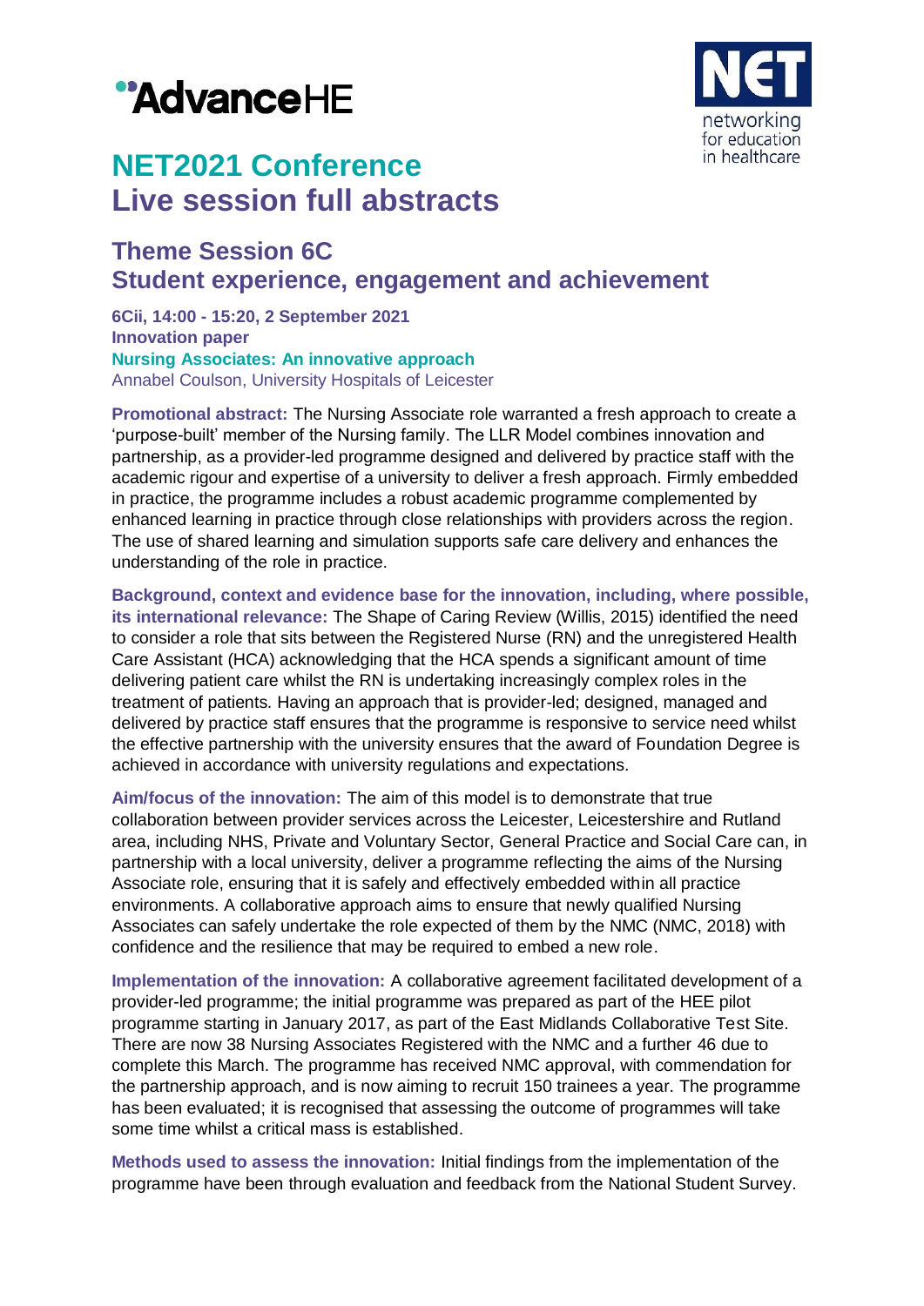AdvanceHE

NET networking for education in healthcare

# NET2021 Conference
# Live session full abstracts

## Theme Session 6C
## Student experience, engagement and achievement

**6Cii, 14:00 - 15:20, 2 September 2021**
**Innovation paper**
**Nursing Associates: An innovative approach**
Annabel Coulson, University Hospitals of Leicester

**Promotional abstract:** The Nursing Associate role warranted a fresh approach to create a 'purpose-built' member of the Nursing family. The LLR Model combines innovation and partnership, as a provider-led programme designed and delivered by practice staff with the academic rigour and expertise of a university to deliver a fresh approach. Firmly embedded in practice, the programme includes a robust academic programme complemented by enhanced learning in practice through close relationships with providers across the region. The use of shared learning and simulation supports safe care delivery and enhances the understanding of the role in practice.

**Background, context and evidence base for the innovation, including, where possible, its international relevance:** The Shape of Caring Review (Willis, 2015) identified the need to consider a role that sits between the Registered Nurse (RN) and the unregistered Health Care Assistant (HCA) acknowledging that the HCA spends a significant amount of time delivering patient care whilst the RN is undertaking increasingly complex roles in the treatment of patients. Having an approach that is provider-led; designed, managed and delivered by practice staff ensures that the programme is responsive to service need whilst the effective partnership with the university ensures that the award of Foundation Degree is achieved in accordance with university regulations and expectations.

**Aim/focus of the innovation:** The aim of this model is to demonstrate that true collaboration between provider services across the Leicester, Leicestershire and Rutland area, including NHS, Private and Voluntary Sector, General Practice and Social Care can, in partnership with a local university, deliver a programme reflecting the aims of the Nursing Associate role, ensuring that it is safely and effectively embedded within all practice environments. A collaborative approach aims to ensure that newly qualified Nursing Associates can safely undertake the role expected of them by the NMC (NMC, 2018) with confidence and the resilience that may be required to embed a new role.

**Implementation of the innovation:** A collaborative agreement facilitated development of a provider-led programme; the initial programme was prepared as part of the HEE pilot programme starting in January 2017, as part of the East Midlands Collaborative Test Site. There are now 38 Nursing Associates Registered with the NMC and a further 46 due to complete this March. The programme has received NMC approval, with commendation for the partnership approach, and is now aiming to recruit 150 trainees a year. The programme has been evaluated; it is recognised that assessing the outcome of programmes will take some time whilst a critical mass is established.

**Methods used to assess the innovation:** Initial findings from the implementation of the programme have been through evaluation and feedback from the National Student Survey.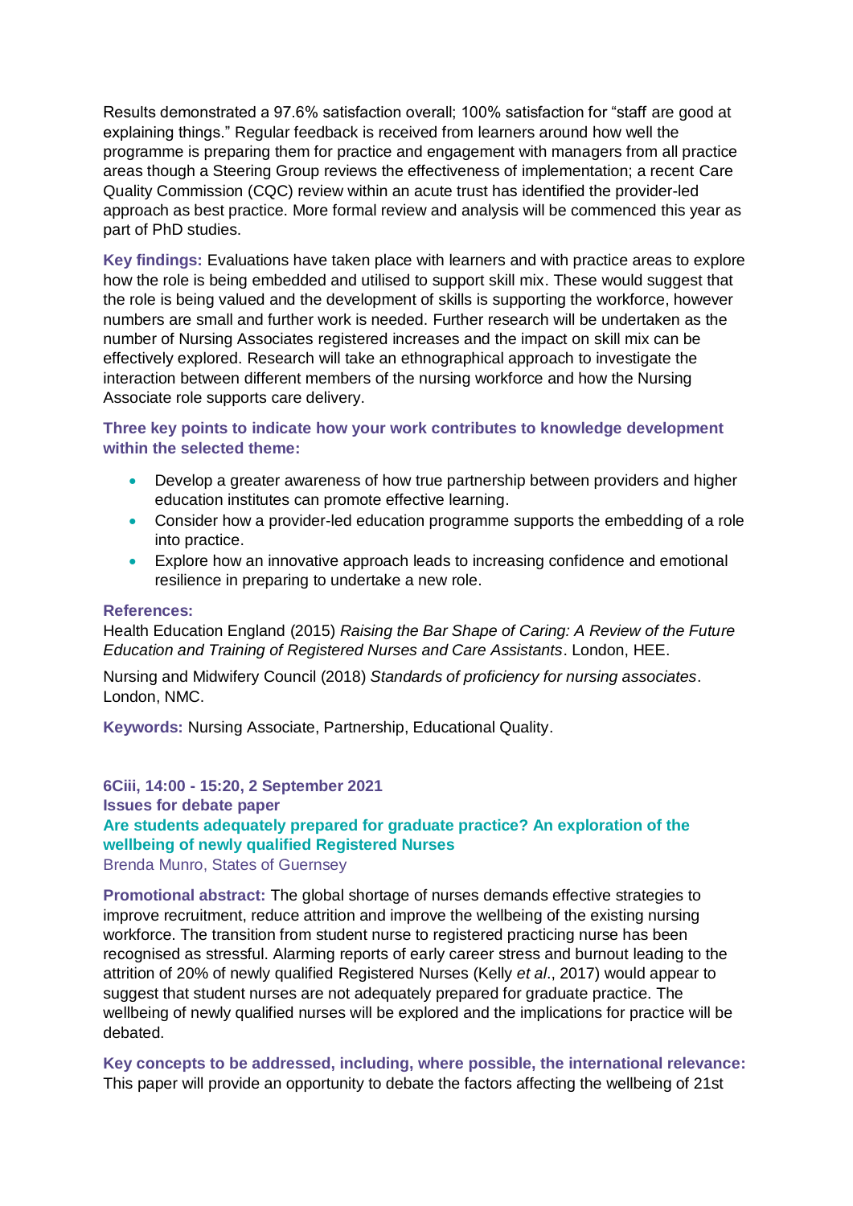Results demonstrated a 97.6% satisfaction overall; 100% satisfaction for "staff are good at explaining things." Regular feedback is received from learners around how well the programme is preparing them for practice and engagement with managers from all practice areas though a Steering Group reviews the effectiveness of implementation; a recent Care Quality Commission (CQC) review within an acute trust has identified the provider-led approach as best practice. More formal review and analysis will be commenced this year as part of PhD studies.

**Key findings:** Evaluations have taken place with learners and with practice areas to explore how the role is being embedded and utilised to support skill mix. These would suggest that the role is being valued and the development of skills is supporting the workforce, however numbers are small and further work is needed. Further research will be undertaken as the number of Nursing Associates registered increases and the impact on skill mix can be effectively explored. Research will take an ethnographical approach to investigate the interaction between different members of the nursing workforce and how the Nursing Associate role supports care delivery.

**Three key points to indicate how your work contributes to knowledge development within the selected theme:**

- Develop a greater awareness of how true partnership between providers and higher education institutes can promote effective learning.
- Consider how a provider-led education programme supports the embedding of a role into practice.
- Explore how an innovative approach leads to increasing confidence and emotional resilience in preparing to undertake a new role.

**References:**

Health Education England (2015) *Raising the Bar Shape of Caring: A Review of the Future Education and Training of Registered Nurses and Care Assistants*. London, HEE.

Nursing and Midwifery Council (2018) *Standards of proficiency for nursing associates*. London, NMC.

**Keywords:** Nursing Associate, Partnership, Educational Quality.

**6Ciii, 14:00 - 15:20, 2 September 2021**
**Issues for debate paper**

## Are students adequately prepared for graduate practice? An exploration of the wellbeing of newly qualified Registered Nurses

Brenda Munro, States of Guernsey

**Promotional abstract:** The global shortage of nurses demands effective strategies to improve recruitment, reduce attrition and improve the wellbeing of the existing nursing workforce. The transition from student nurse to registered practicing nurse has been recognised as stressful. Alarming reports of early career stress and burnout leading to the attrition of 20% of newly qualified Registered Nurses (Kelly *et al*., 2017) would appear to suggest that student nurses are not adequately prepared for graduate practice. The wellbeing of newly qualified nurses will be explored and the implications for practice will be debated.

**Key concepts to be addressed, including, where possible, the international relevance:** This paper will provide an opportunity to debate the factors affecting the wellbeing of 21st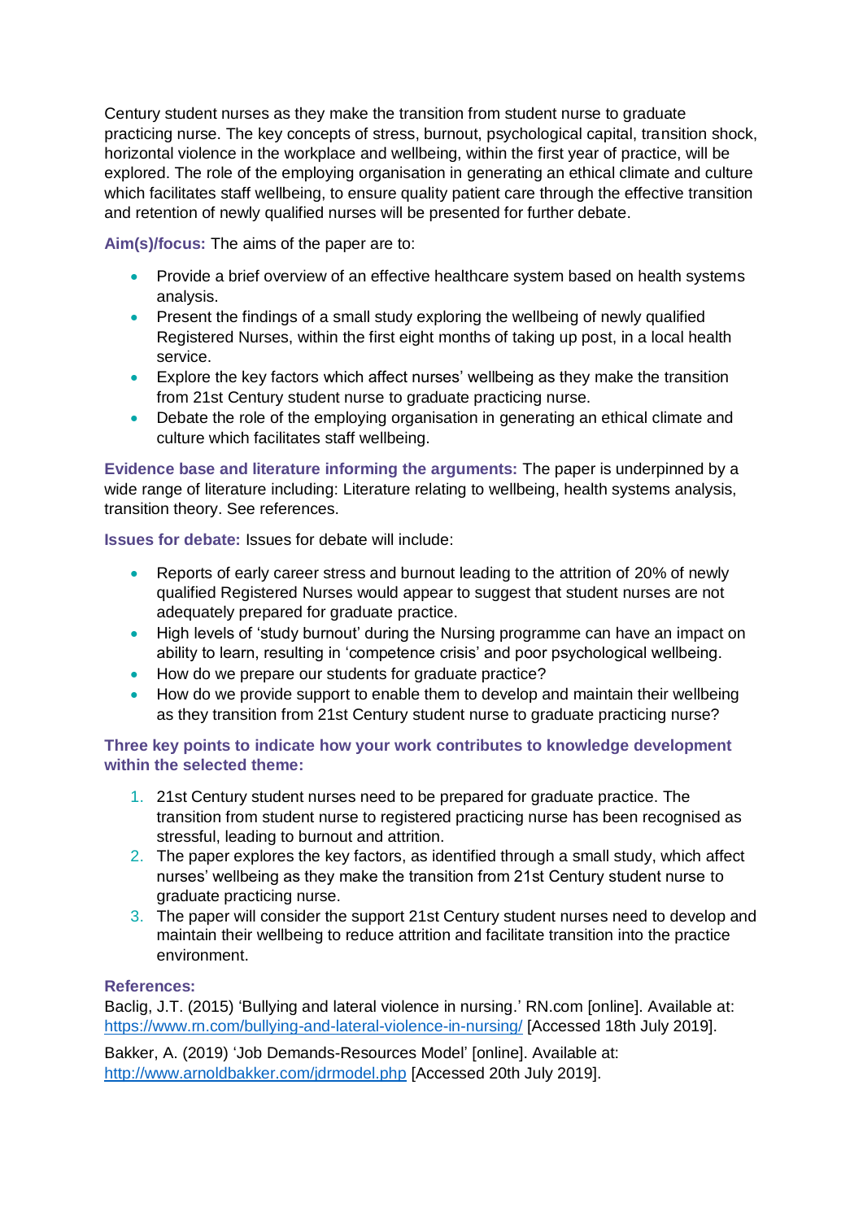Century student nurses as they make the transition from student nurse to graduate practicing nurse. The key concepts of stress, burnout, psychological capital, transition shock, horizontal violence in the workplace and wellbeing, within the first year of practice, will be explored. The role of the employing organisation in generating an ethical climate and culture which facilitates staff wellbeing, to ensure quality patient care through the effective transition and retention of newly qualified nurses will be presented for further debate.

**Aim(s)/focus:** The aims of the paper are to:

- Provide a brief overview of an effective healthcare system based on health systems analysis.
- Present the findings of a small study exploring the wellbeing of newly qualified Registered Nurses, within the first eight months of taking up post, in a local health service.
- Explore the key factors which affect nurses' wellbeing as they make the transition from 21st Century student nurse to graduate practicing nurse.
- Debate the role of the employing organisation in generating an ethical climate and culture which facilitates staff wellbeing.

**Evidence base and literature informing the arguments:** The paper is underpinned by a wide range of literature including: Literature relating to wellbeing, health systems analysis, transition theory. See references.

**Issues for debate:** Issues for debate will include:

- Reports of early career stress and burnout leading to the attrition of 20% of newly qualified Registered Nurses would appear to suggest that student nurses are not adequately prepared for graduate practice.
- High levels of 'study burnout' during the Nursing programme can have an impact on ability to learn, resulting in 'competence crisis' and poor psychological wellbeing.
- How do we prepare our students for graduate practice?
- How do we provide support to enable them to develop and maintain their wellbeing as they transition from 21st Century student nurse to graduate practicing nurse?

**Three key points to indicate how your work contributes to knowledge development within the selected theme:**

1. 21st Century student nurses need to be prepared for graduate practice. The transition from student nurse to registered practicing nurse has been recognised as stressful, leading to burnout and attrition.
2. The paper explores the key factors, as identified through a small study, which affect nurses' wellbeing as they make the transition from 21st Century student nurse to graduate practicing nurse.
3. The paper will consider the support 21st Century student nurses need to develop and maintain their wellbeing to reduce attrition and facilitate transition into the practice environment.

**References:**

Baclig, J.T. (2015) 'Bullying and lateral violence in nursing.' RN.com [online]. Available at: https://www.rn.com/bullying-and-lateral-violence-in-nursing/ [Accessed 18th July 2019].

Bakker, A. (2019) 'Job Demands-Resources Model' [online]. Available at: http://www.arnoldbakker.com/jdrmodel.php [Accessed 20th July 2019].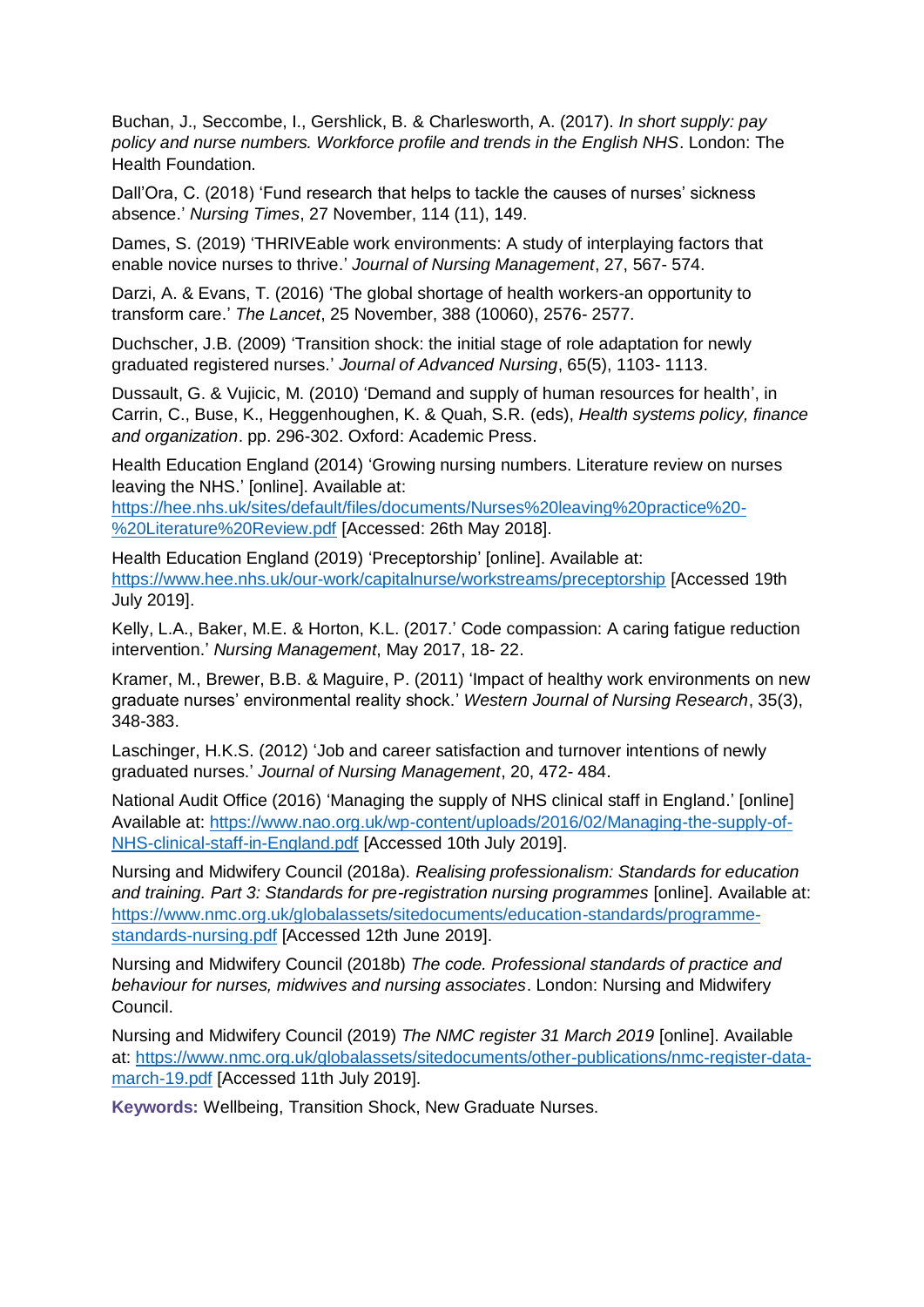Buchan, J., Seccombe, I., Gershlick, B. & Charlesworth, A. (2017). *In short supply: pay policy and nurse numbers. Workforce profile and trends in the English NHS*. London: The Health Foundation.

Dall'Ora, C. (2018) 'Fund research that helps to tackle the causes of nurses' sickness absence.' *Nursing Times*, 27 November, 114 (11), 149.

Dames, S. (2019) 'THRIVEable work environments: A study of interplaying factors that enable novice nurses to thrive.' *Journal of Nursing Management*, 27, 567- 574.

Darzi, A. & Evans, T. (2016) 'The global shortage of health workers-an opportunity to transform care.' *The Lancet*, 25 November, 388 (10060), 2576- 2577.

Duchscher, J.B. (2009) 'Transition shock: the initial stage of role adaptation for newly graduated registered nurses.' *Journal of Advanced Nursing*, 65(5), 1103- 1113.

Dussault, G. & Vujicic, M. (2010) 'Demand and supply of human resources for health', in Carrin, C., Buse, K., Heggenhoughen, K. & Quah, S.R. (eds), *Health systems policy, finance and organization*. pp. 296-302. Oxford: Academic Press.

Health Education England (2014) 'Growing nursing numbers. Literature review on nurses leaving the NHS.' [online]. Available at: [https://hee.nhs.uk/sites/default/files/documents/Nurses%20leaving%20practice%20-%20Literature%20Review.pdf](https://hee.nhs.uk/sites/default/files/documents/Nurses%20leaving%20practice%20-%20Literature%20Review.pdf) [Accessed: 26th May 2018].

Health Education England (2019) 'Preceptorship' [online]. Available at: [https://www.hee.nhs.uk/our-work/capitalnurse/workstreams/preceptorship](https://www.hee.nhs.uk/our-work/capitalnurse/workstreams/preceptorship) [Accessed 19th July 2019].

Kelly, L.A., Baker, M.E. & Horton, K.L. (2017.' Code compassion: A caring fatigue reduction intervention.' *Nursing Management*, May 2017, 18- 22.

Kramer, M., Brewer, B.B. & Maguire, P. (2011) 'Impact of healthy work environments on new graduate nurses' environmental reality shock.' *Western Journal of Nursing Research*, 35(3), 348-383.

Laschinger, H.K.S. (2012) 'Job and career satisfaction and turnover intentions of newly graduated nurses.' *Journal of Nursing Management*, 20, 472- 484.

National Audit Office (2016) 'Managing the supply of NHS clinical staff in England.' [online] Available at: [https://www.nao.org.uk/wp-content/uploads/2016/02/Managing-the-supply-of-NHS-clinical-staff-in-England.pdf](https://www.nao.org.uk/wp-content/uploads/2016/02/Managing-the-supply-of-NHS-clinical-staff-in-England.pdf) [Accessed 10th July 2019].

Nursing and Midwifery Council (2018a). *Realising professionalism: Standards for education and training. Part 3: Standards for pre-registration nursing programmes* [online]. Available at: [https://www.nmc.org.uk/globalassets/sitedocuments/education-standards/programme-standards-nursing.pdf](https://www.nmc.org.uk/globalassets/sitedocuments/education-standards/programme-standards-nursing.pdf) [Accessed 12th June 2019].

Nursing and Midwifery Council (2018b) *The code. Professional standards of practice and behaviour for nurses, midwives and nursing associates*. London: Nursing and Midwifery Council.

Nursing and Midwifery Council (2019) *The NMC register 31 March 2019* [online]. Available at: [https://www.nmc.org.uk/globalassets/sitedocuments/other-publications/nmc-register-data-march-19.pdf](https://www.nmc.org.uk/globalassets/sitedocuments/other-publications/nmc-register-data-march-19.pdf) [Accessed 11th July 2019].

**Keywords:** Wellbeing, Transition Shock, New Graduate Nurses.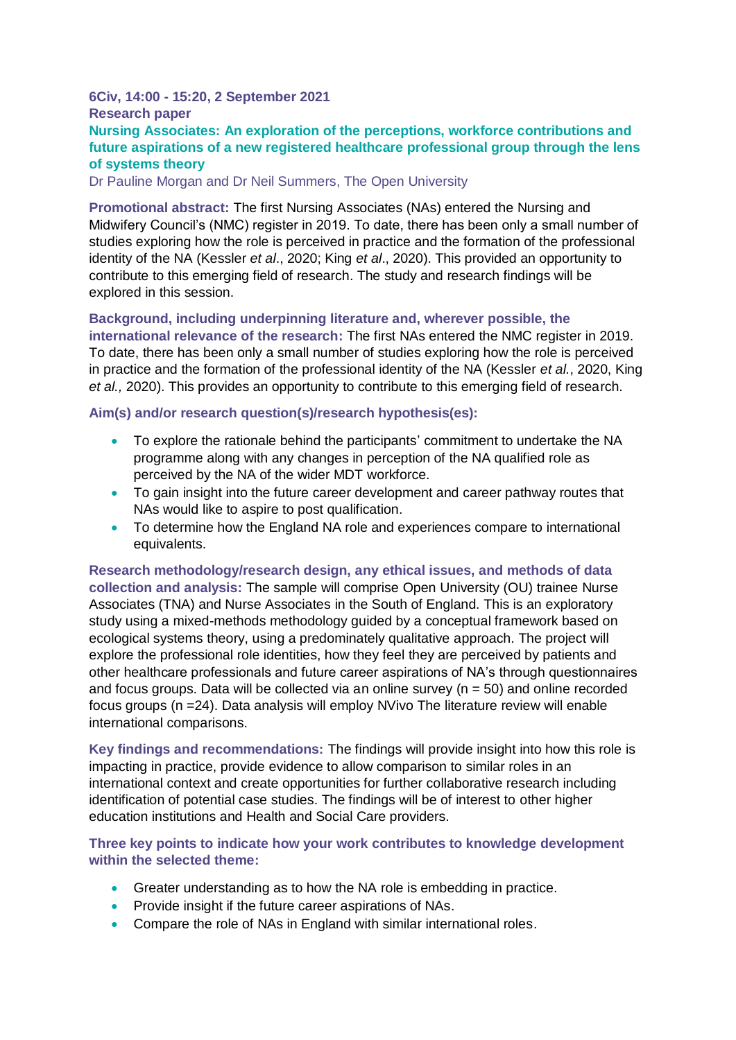**6Civ, 14:00 - 15:20, 2 September 2021**

**Research paper**

## Nursing Associates: An exploration of the perceptions, workforce contributions and future aspirations of a new registered healthcare professional group through the lens of systems theory

Dr Pauline Morgan and Dr Neil Summers, The Open University

**Promotional abstract:** The first Nursing Associates (NAs) entered the Nursing and Midwifery Council's (NMC) register in 2019. To date, there has been only a small number of studies exploring how the role is perceived in practice and the formation of the professional identity of the NA (Kessler *et al*., 2020; King *et al*., 2020). This provided an opportunity to contribute to this emerging field of research. The study and research findings will be explored in this session.

**Background, including underpinning literature and, wherever possible, the international relevance of the research:** The first NAs entered the NMC register in 2019. To date, there has been only a small number of studies exploring how the role is perceived in practice and the formation of the professional identity of the NA (Kessler *et al.*, 2020, King *et al.,* 2020). This provides an opportunity to contribute to this emerging field of research.

**Aim(s) and/or research question(s)/research hypothesis(es):**

- To explore the rationale behind the participants' commitment to undertake the NA programme along with any changes in perception of the NA qualified role as perceived by the NA of the wider MDT workforce.
- To gain insight into the future career development and career pathway routes that NAs would like to aspire to post qualification.
- To determine how the England NA role and experiences compare to international equivalents.

**Research methodology/research design, any ethical issues, and methods of data collection and analysis:** The sample will comprise Open University (OU) trainee Nurse Associates (TNA) and Nurse Associates in the South of England. This is an exploratory study using a mixed-methods methodology guided by a conceptual framework based on ecological systems theory, using a predominately qualitative approach. The project will explore the professional role identities, how they feel they are perceived by patients and other healthcare professionals and future career aspirations of NA's through questionnaires and focus groups. Data will be collected via an online survey (n = 50) and online recorded focus groups (n =24). Data analysis will employ NVivo The literature review will enable international comparisons.

**Key findings and recommendations:** The findings will provide insight into how this role is impacting in practice, provide evidence to allow comparison to similar roles in an international context and create opportunities for further collaborative research including identification of potential case studies. The findings will be of interest to other higher education institutions and Health and Social Care providers.

**Three key points to indicate how your work contributes to knowledge development within the selected theme:**

- Greater understanding as to how the NA role is embedding in practice.
- Provide insight if the future career aspirations of NAs.
- Compare the role of NAs in England with similar international roles.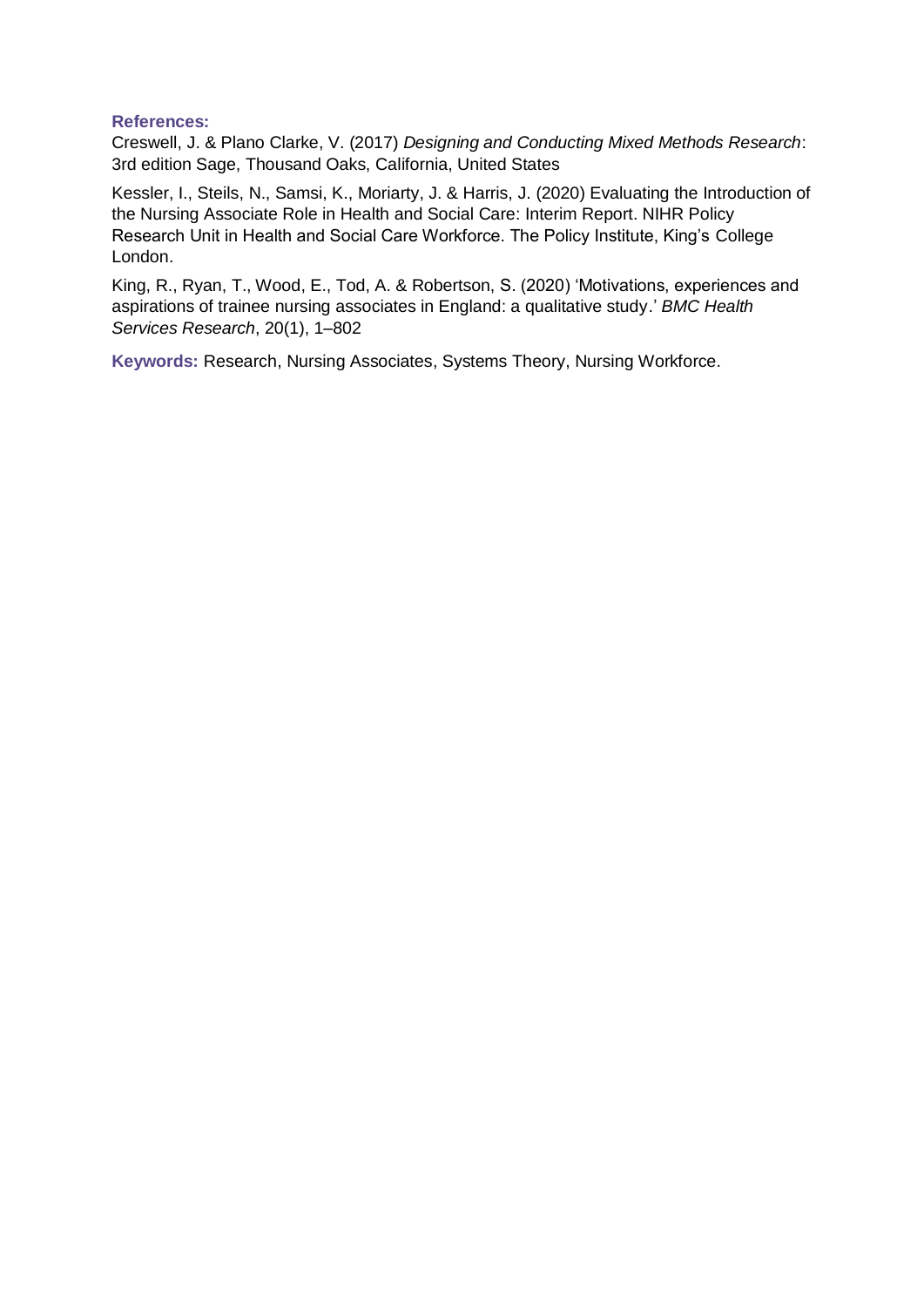**References:**

Creswell, J. & Plano Clarke, V. (2017) *Designing and Conducting Mixed Methods Research*: 3rd edition Sage, Thousand Oaks, California, United States

Kessler, I., Steils, N., Samsi, K., Moriarty, J. & Harris, J. (2020) Evaluating the Introduction of the Nursing Associate Role in Health and Social Care: Interim Report. NIHR Policy Research Unit in Health and Social Care Workforce. The Policy Institute, King's College London.

King, R., Ryan, T., Wood, E., Tod, A. & Robertson, S. (2020) 'Motivations, experiences and aspirations of trainee nursing associates in England: a qualitative study.' *BMC Health Services Research*, 20(1), 1–802

**Keywords:** Research, Nursing Associates, Systems Theory, Nursing Workforce.